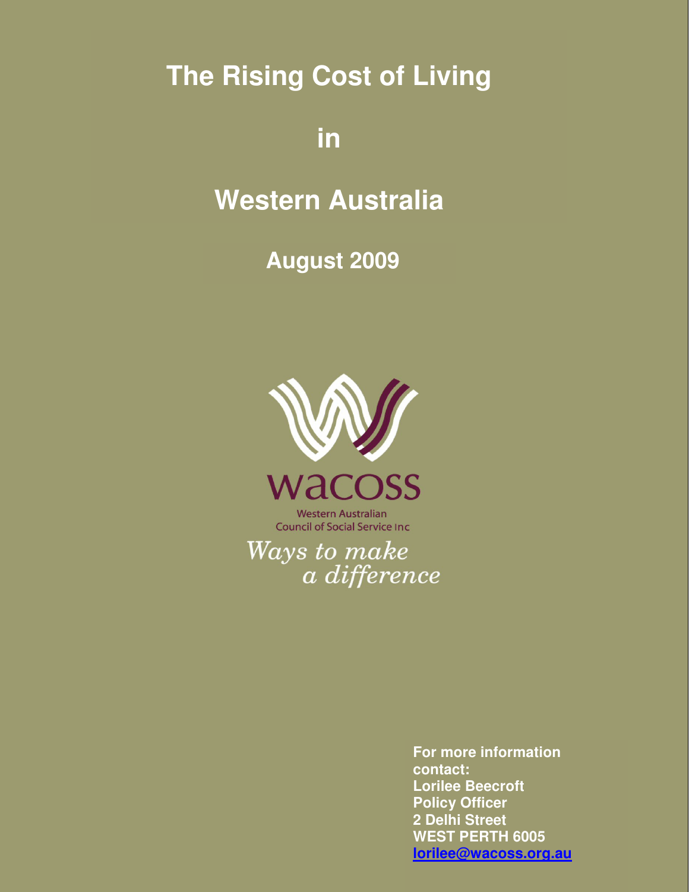# The Rising Cost of Living

# in

# Western Australia

## August 2009

wacoss

Western Australian
Council of Social Service Inc

*Ways to make a difference*

**For more information contact:**
**Lorilee Beecroft**
**Policy Officer**
**2 Delhi Street**
**WEST PERTH 6005**
**lorilee@wacoss.org.au**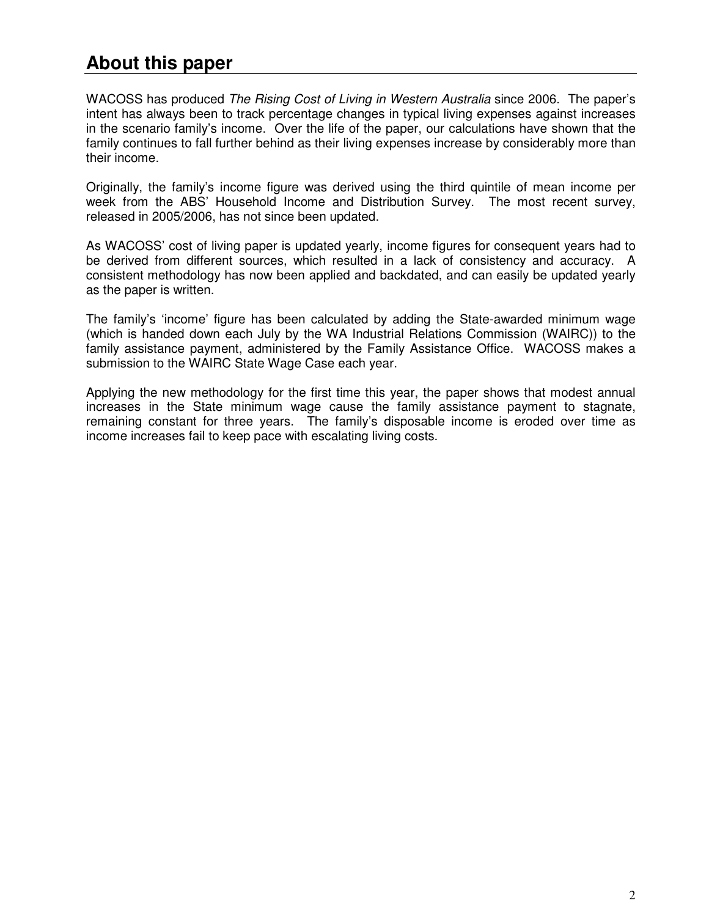# About this paper

WACOSS has produced *The Rising Cost of Living in Western Australia* since 2006. The paper's intent has always been to track percentage changes in typical living expenses against increases in the scenario family's income. Over the life of the paper, our calculations have shown that the family continues to fall further behind as their living expenses increase by considerably more than their income.

Originally, the family's income figure was derived using the third quintile of mean income per week from the ABS' Household Income and Distribution Survey. The most recent survey, released in 2005/2006, has not since been updated.

As WACOSS' cost of living paper is updated yearly, income figures for consequent years had to be derived from different sources, which resulted in a lack of consistency and accuracy. A consistent methodology has now been applied and backdated, and can easily be updated yearly as the paper is written.

The family's 'income' figure has been calculated by adding the State-awarded minimum wage (which is handed down each July by the WA Industrial Relations Commission (WAIRC)) to the family assistance payment, administered by the Family Assistance Office. WACOSS makes a submission to the WAIRC State Wage Case each year.

Applying the new methodology for the first time this year, the paper shows that modest annual increases in the State minimum wage cause the family assistance payment to stagnate, remaining constant for three years. The family's disposable income is eroded over time as income increases fail to keep pace with escalating living costs.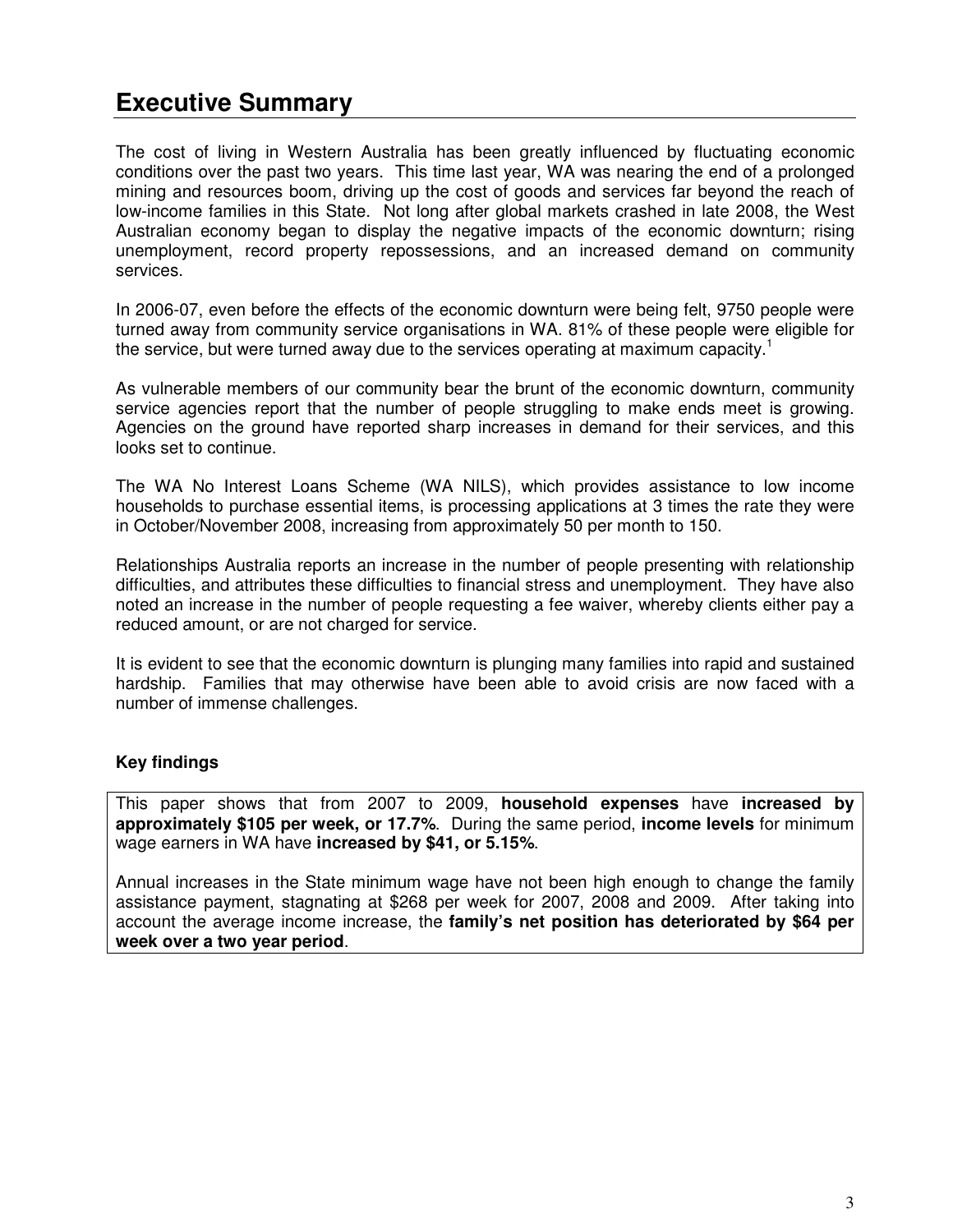# Executive Summary

The cost of living in Western Australia has been greatly influenced by fluctuating economic conditions over the past two years. This time last year, WA was nearing the end of a prolonged mining and resources boom, driving up the cost of goods and services far beyond the reach of low-income families in this State. Not long after global markets crashed in late 2008, the West Australian economy began to display the negative impacts of the economic downturn; rising unemployment, record property repossessions, and an increased demand on community services.

In 2006-07, even before the effects of the economic downturn were being felt, 9750 people were turned away from community service organisations in WA. 81% of these people were eligible for the service, but were turned away due to the services operating at maximum capacity.[1]

As vulnerable members of our community bear the brunt of the economic downturn, community service agencies report that the number of people struggling to make ends meet is growing. Agencies on the ground have reported sharp increases in demand for their services, and this looks set to continue.

The WA No Interest Loans Scheme (WA NILS), which provides assistance to low income households to purchase essential items, is processing applications at 3 times the rate they were in October/November 2008, increasing from approximately 50 per month to 150.

Relationships Australia reports an increase in the number of people presenting with relationship difficulties, and attributes these difficulties to financial stress and unemployment. They have also noted an increase in the number of people requesting a fee waiver, whereby clients either pay a reduced amount, or are not charged for service.

It is evident to see that the economic downturn is plunging many families into rapid and sustained hardship. Families that may otherwise have been able to avoid crisis are now faced with a number of immense challenges.

### Key findings

This paper shows that from 2007 to 2009, **household expenses** have **increased by approximately $105 per week, or 17.7%**. During the same period, **income levels** for minimum wage earners in WA have **increased by $41, or 5.15%**.

Annual increases in the State minimum wage have not been high enough to change the family assistance payment, stagnating at $268 per week for 2007, 2008 and 2009. After taking into account the average income increase, the **family's net position has deteriorated by $64 per week over a two year period**.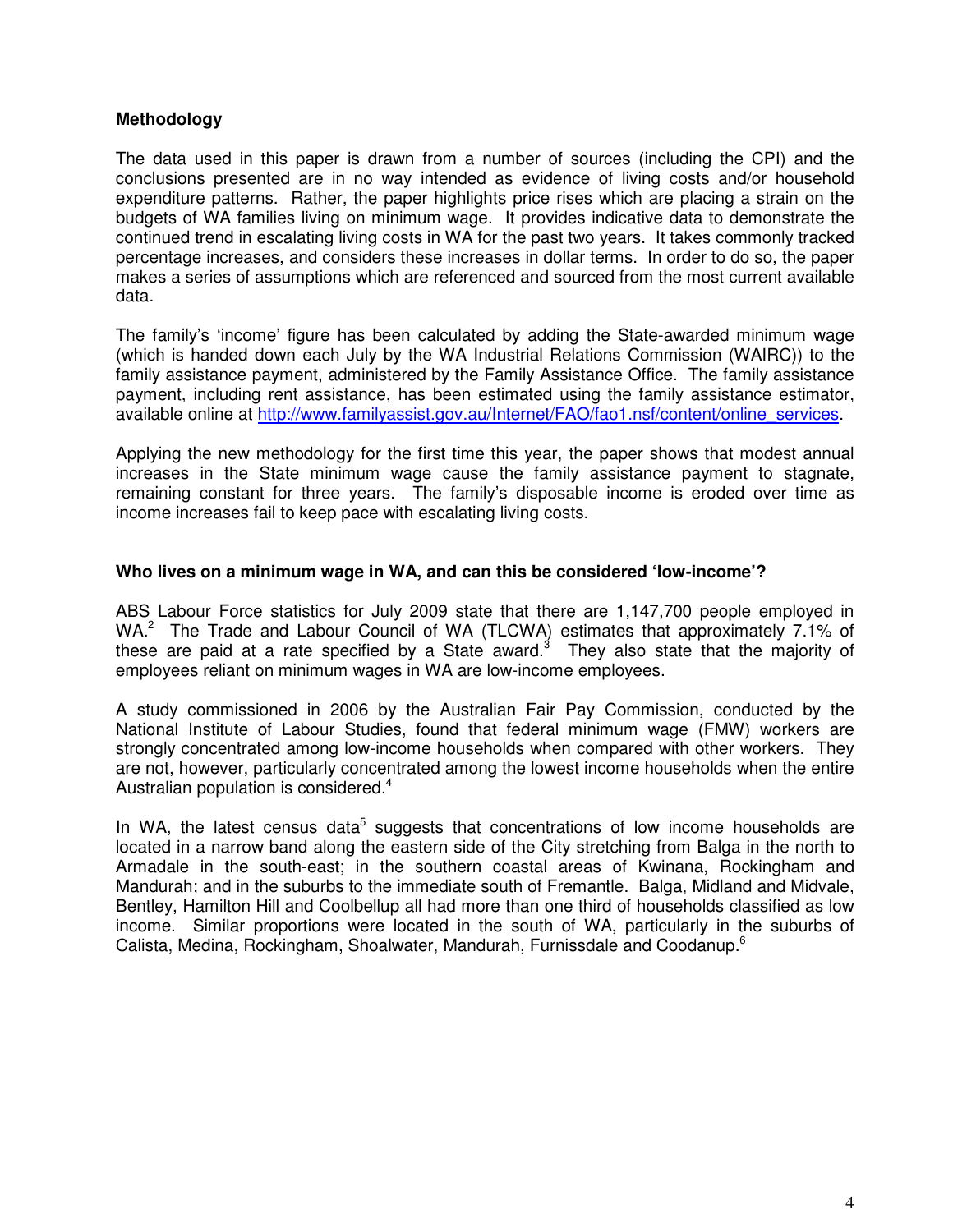**Methodology**

The data used in this paper is drawn from a number of sources (including the CPI) and the conclusions presented are in no way intended as evidence of living costs and/or household expenditure patterns. Rather, the paper highlights price rises which are placing a strain on the budgets of WA families living on minimum wage. It provides indicative data to demonstrate the continued trend in escalating living costs in WA for the past two years. It takes commonly tracked percentage increases, and considers these increases in dollar terms. In order to do so, the paper makes a series of assumptions which are referenced and sourced from the most current available data.

The family's 'income' figure has been calculated by adding the State-awarded minimum wage (which is handed down each July by the WA Industrial Relations Commission (WAIRC)) to the family assistance payment, administered by the Family Assistance Office. The family assistance payment, including rent assistance, has been estimated using the family assistance estimator, available online at http://www.familyassist.gov.au/Internet/FAO/fao1.nsf/content/online_services.

Applying the new methodology for the first time this year, the paper shows that modest annual increases in the State minimum wage cause the family assistance payment to stagnate, remaining constant for three years. The family's disposable income is eroded over time as income increases fail to keep pace with escalating living costs.

**Who lives on a minimum wage in WA, and can this be considered 'low-income'?**

ABS Labour Force statistics for July 2009 state that there are 1,147,700 people employed in WA.[2] The Trade and Labour Council of WA (TLCWA) estimates that approximately 7.1% of these are paid at a rate specified by a State award.[3] They also state that the majority of employees reliant on minimum wages in WA are low-income employees.

A study commissioned in 2006 by the Australian Fair Pay Commission, conducted by the National Institute of Labour Studies, found that federal minimum wage (FMW) workers are strongly concentrated among low-income households when compared with other workers. They are not, however, particularly concentrated among the lowest income households when the entire Australian population is considered.[4]

In WA, the latest census data[5] suggests that concentrations of low income households are located in a narrow band along the eastern side of the City stretching from Balga in the north to Armadale in the south-east; in the southern coastal areas of Kwinana, Rockingham and Mandurah; and in the suburbs to the immediate south of Fremantle. Balga, Midland and Midvale, Bentley, Hamilton Hill and Coolbellup all had more than one third of households classified as low income. Similar proportions were located in the south of WA, particularly in the suburbs of Calista, Medina, Rockingham, Shoalwater, Mandurah, Furnissdale and Coodanup.[6]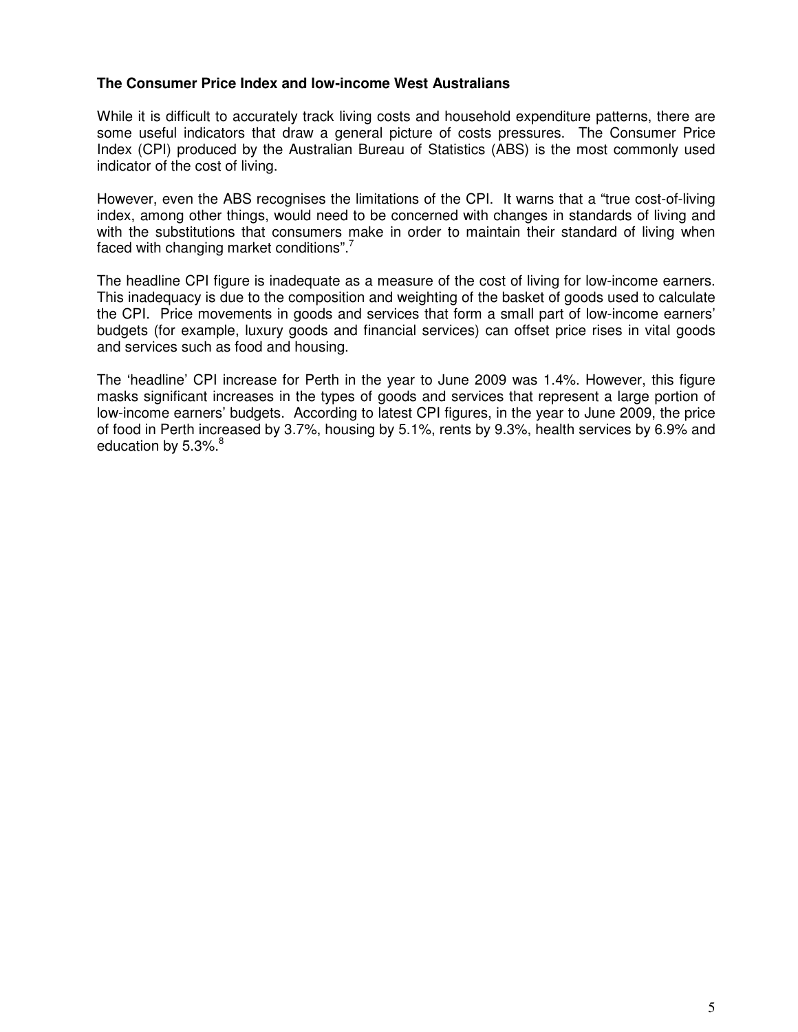### The Consumer Price Index and low-income West Australians

While it is difficult to accurately track living costs and household expenditure patterns, there are some useful indicators that draw a general picture of costs pressures. The Consumer Price Index (CPI) produced by the Australian Bureau of Statistics (ABS) is the most commonly used indicator of the cost of living.

However, even the ABS recognises the limitations of the CPI. It warns that a "true cost-of-living index, among other things, would need to be concerned with changes in standards of living and with the substitutions that consumers make in order to maintain their standard of living when faced with changing market conditions".[7]

The headline CPI figure is inadequate as a measure of the cost of living for low-income earners. This inadequacy is due to the composition and weighting of the basket of goods used to calculate the CPI. Price movements in goods and services that form a small part of low-income earners' budgets (for example, luxury goods and financial services) can offset price rises in vital goods and services such as food and housing.

The 'headline' CPI increase for Perth in the year to June 2009 was 1.4%. However, this figure masks significant increases in the types of goods and services that represent a large portion of low-income earners' budgets. According to latest CPI figures, in the year to June 2009, the price of food in Perth increased by 3.7%, housing by 5.1%, rents by 9.3%, health services by 6.9% and education by 5.3%.[8]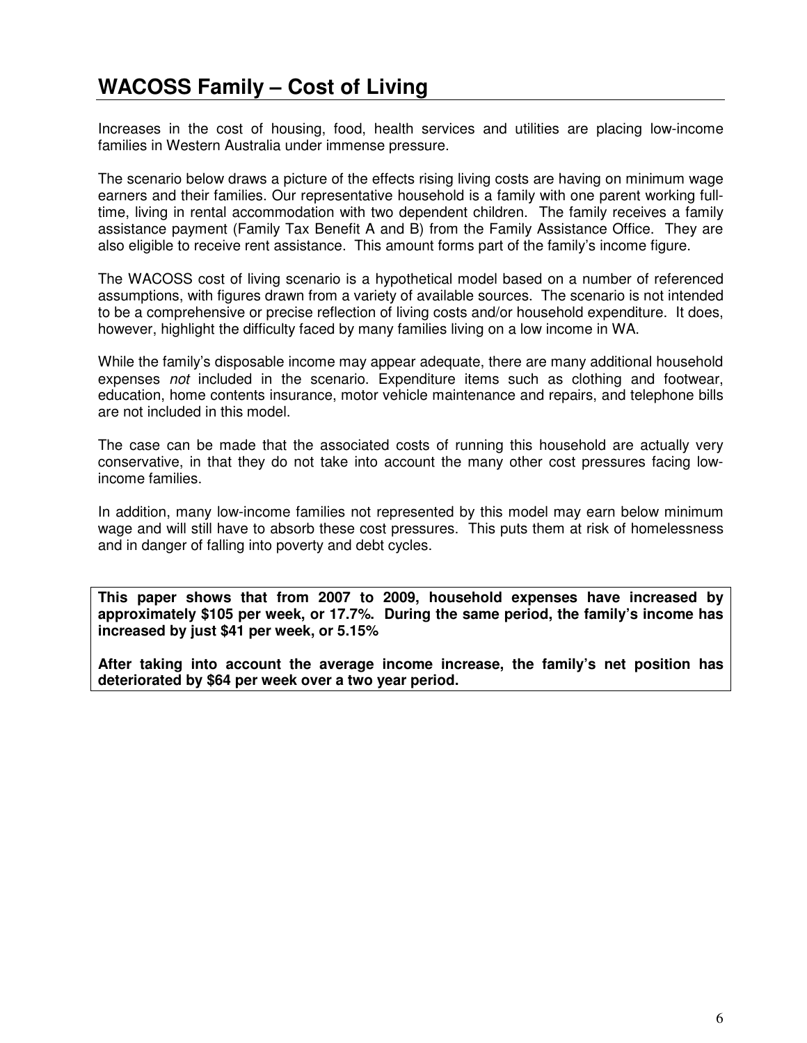# WACOSS Family – Cost of Living

Increases in the cost of housing, food, health services and utilities are placing low-income families in Western Australia under immense pressure.

The scenario below draws a picture of the effects rising living costs are having on minimum wage earners and their families. Our representative household is a family with one parent working full-time, living in rental accommodation with two dependent children. The family receives a family assistance payment (Family Tax Benefit A and B) from the Family Assistance Office. They are also eligible to receive rent assistance. This amount forms part of the family's income figure.

The WACOSS cost of living scenario is a hypothetical model based on a number of referenced assumptions, with figures drawn from a variety of available sources. The scenario is not intended to be a comprehensive or precise reflection of living costs and/or household expenditure. It does, however, highlight the difficulty faced by many families living on a low income in WA.

While the family's disposable income may appear adequate, there are many additional household expenses *not* included in the scenario. Expenditure items such as clothing and footwear, education, home contents insurance, motor vehicle maintenance and repairs, and telephone bills are not included in this model.

The case can be made that the associated costs of running this household are actually very conservative, in that they do not take into account the many other cost pressures facing low-income families.

In addition, many low-income families not represented by this model may earn below minimum wage and will still have to absorb these cost pressures. This puts them at risk of homelessness and in danger of falling into poverty and debt cycles.

**This paper shows that from 2007 to 2009, household expenses have increased by approximately $105 per week, or 17.7%. During the same period, the family's income has increased by just $41 per week, or 5.15%**

**After taking into account the average income increase, the family's net position has deteriorated by $64 per week over a two year period.**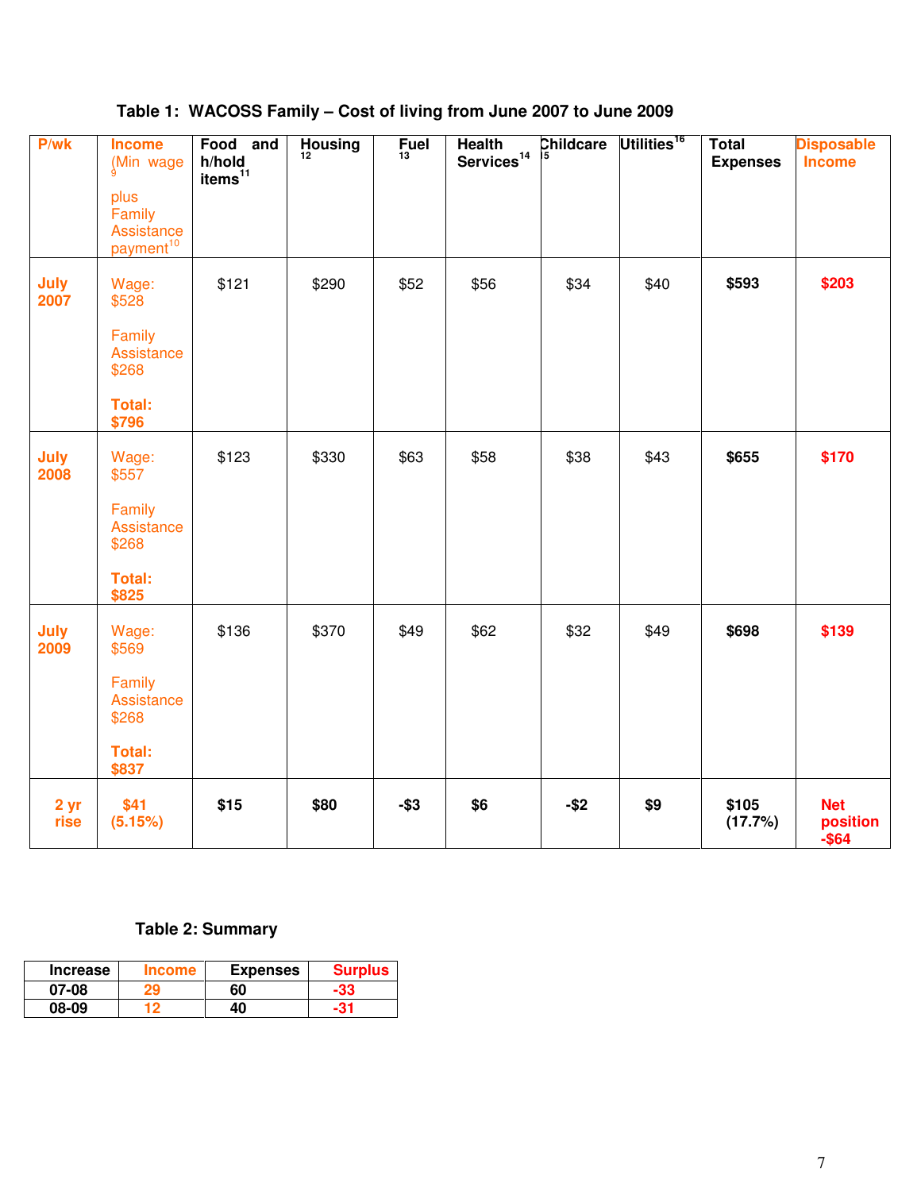**Table 1: WACOSS Family – Cost of living from June 2007 to June 2009**

| P/wk | Income (Min wage[9] plus Family Assistance payment[10] | Food and h/hold items[11] | Housing[12] | Fuel[13] | Health Services[14] | Childcare[15] | Utilities[16] | Total Expenses | Disposable Income |
|---|---|---|---|---|---|---|---|---|---|
| **July 2007** | Wage: $528<br>Family Assistance $268<br>**Total: $796** | $121 | $290 | $52 | $56 | $34 | $40 | **$593** | **$203** |
| **July 2008** | Wage: $557<br>Family Assistance $268<br>**Total: $825** | $123 | $330 | $63 | $58 | $38 | $43 | **$655** | **$170** |
| **July 2009** | Wage: $569<br>Family Assistance $268<br>**Total: $837** | $136 | $370 | $49 | $62 | $32 | $49 | **$698** | **$139** |
| **2 yr rise** | **$41 (5.15%)** | **$15** | **$80** | **-$3** | **$6** | **-$2** | **$9** | **$105 (17.7%)** | **Net position -$64** |

**Table 2: Summary**

| Increase | Income | Expenses | Surplus |
|---|---|---|---|
| 07-08 | 29 | 60 | -33 |
| 08-09 | 12 | 40 | -31 |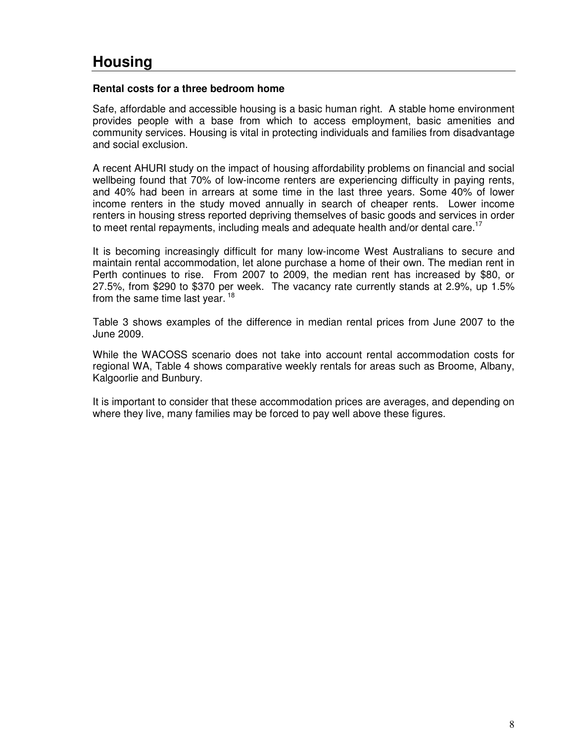# Housing

**Rental costs for a three bedroom home**

Safe, affordable and accessible housing is a basic human right. A stable home environment provides people with a base from which to access employment, basic amenities and community services. Housing is vital in protecting individuals and families from disadvantage and social exclusion.

A recent AHURI study on the impact of housing affordability problems on financial and social wellbeing found that 70% of low-income renters are experiencing difficulty in paying rents, and 40% had been in arrears at some time in the last three years. Some 40% of lower income renters in the study moved annually in search of cheaper rents. Lower income renters in housing stress reported depriving themselves of basic goods and services in order to meet rental repayments, including meals and adequate health and/or dental care.[17]

It is becoming increasingly difficult for many low-income West Australians to secure and maintain rental accommodation, let alone purchase a home of their own. The median rent in Perth continues to rise. From 2007 to 2009, the median rent has increased by $80, or 27.5%, from $290 to $370 per week. The vacancy rate currently stands at 2.9%, up 1.5% from the same time last year.[18]

Table 3 shows examples of the difference in median rental prices from June 2007 to the June 2009.

While the WACOSS scenario does not take into account rental accommodation costs for regional WA, Table 4 shows comparative weekly rentals for areas such as Broome, Albany, Kalgoorlie and Bunbury.

It is important to consider that these accommodation prices are averages, and depending on where they live, many families may be forced to pay well above these figures.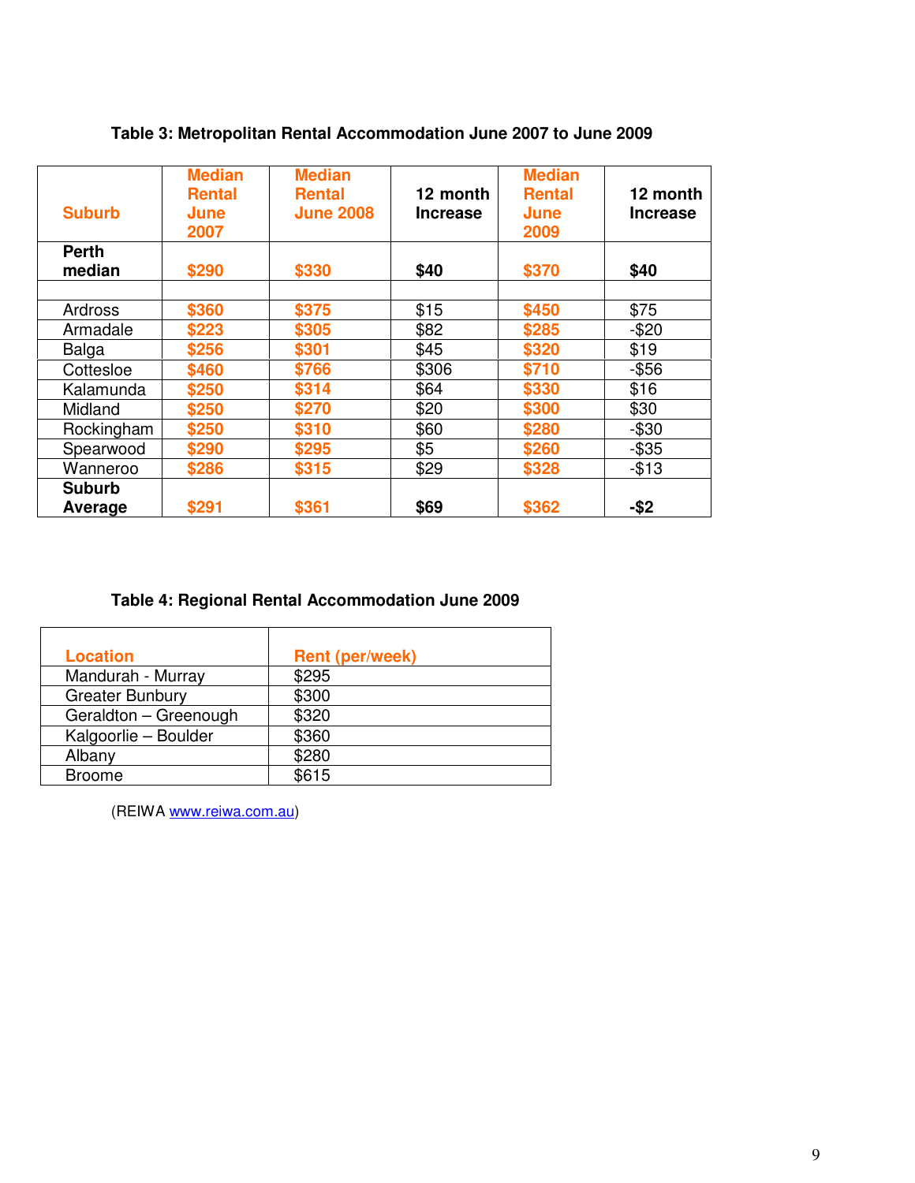**Table 3: Metropolitan Rental Accommodation June 2007 to June 2009**

| Suburb | Median Rental June 2007 | Median Rental June 2008 | 12 month Increase | Median Rental June 2009 | 12 month Increase |
|---|---|---|---|---|---|
| **Perth median** | **$290** | **$330** | **$40** | **$370** | **$40** |
| | | | | | |
| Ardross | **$360** | **$375** | $15 | **$450** | $75 |
| Armadale | **$223** | **$305** | $82 | **$285** | -$20 |
| Balga | **$256** | **$301** | $45 | **$320** | $19 |
| Cottesloe | **$460** | **$766** | $306 | **$710** | -$56 |
| Kalamunda | **$250** | **$314** | $64 | **$330** | $16 |
| Midland | **$250** | **$270** | $20 | **$300** | $30 |
| Rockingham | **$250** | **$310** | $60 | **$280** | -$30 |
| Spearwood | **$290** | **$295** | $5 | **$260** | -$35 |
| Wanneroo | **$286** | **$315** | $29 | **$328** | -$13 |
| **Suburb Average** | **$291** | **$361** | **$69** | **$362** | **-$2** |

**Table 4: Regional Rental Accommodation June 2009**

| Location | Rent (per/week) |
|---|---|
| Mandurah - Murray | $295 |
| Greater Bunbury | $300 |
| Geraldton – Greenough | $320 |
| Kalgoorlie – Boulder | $360 |
| Albany | $280 |
| Broome | $615 |

(REIWA www.reiwa.com.au)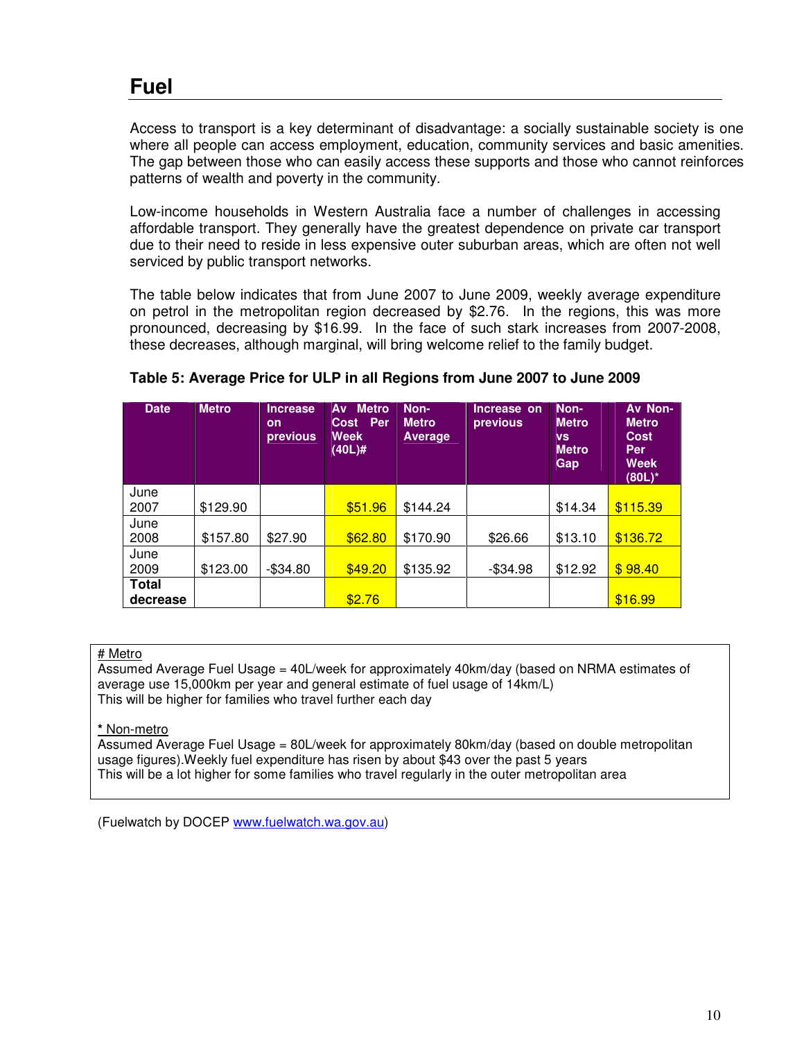# Fuel

Access to transport is a key determinant of disadvantage: a socially sustainable society is one where all people can access employment, education, community services and basic amenities. The gap between those who can easily access these supports and those who cannot reinforces patterns of wealth and poverty in the community.

Low-income households in Western Australia face a number of challenges in accessing affordable transport. They generally have the greatest dependence on private car transport due to their need to reside in less expensive outer suburban areas, which are often not well serviced by public transport networks.

The table below indicates that from June 2007 to June 2009, weekly average expenditure on petrol in the metropolitan region decreased by $2.76. In the regions, this was more pronounced, decreasing by $16.99. In the face of such stark increases from 2007-2008, these decreases, although marginal, will bring welcome relief to the family budget.

**Table 5: Average Price for ULP in all Regions from June 2007 to June 2009**

| Date | Metro | Increase on previous | Av Metro Cost Per Week (40L)# | Non-Metro Average | Increase on previous | Non-Metro vs Metro Gap | Av Non-Metro Cost Per Week (80L)* |
|---|---|---|---|---|---|---|---|
| June 2007 | $129.90 | | $51.96 | $144.24 | | $14.34 | $115.39 |
| June 2008 | $157.80 | $27.90 | $62.80 | $170.90 | $26.66 | $13.10 | $136.72 |
| June 2009 | $123.00 | -$34.80 | $49.20 | $135.92 | -$34.98 | $12.92 | $ 98.40 |
| **Total decrease** | | | $2.76 | | | | $16.99 |

# Metro
Assumed Average Fuel Usage = 40L/week for approximately 40km/day (based on NRMA estimates of average use 15,000km per year and general estimate of fuel usage of 14km/L)
This will be higher for families who travel further each day

* Non-metro
Assumed Average Fuel Usage = 80L/week for approximately 80km/day (based on double metropolitan usage figures).Weekly fuel expenditure has risen by about $43 over the past 5 years
This will be a lot higher for some families who travel regularly in the outer metropolitan area

(Fuelwatch by DOCEP www.fuelwatch.wa.gov.au)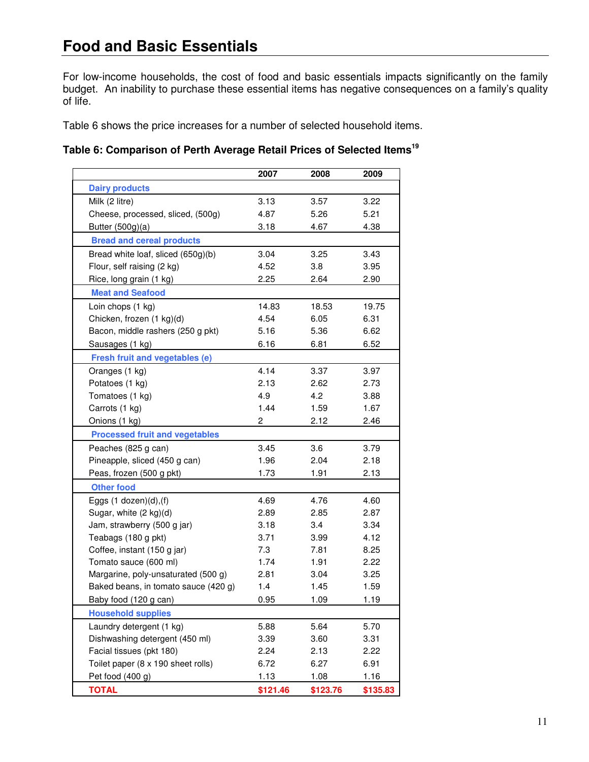# Food and Basic Essentials

For low-income households, the cost of food and basic essentials impacts significantly on the family budget. An inability to purchase these essential items has negative consequences on a family's quality of life.

Table 6 shows the price increases for a number of selected household items.

**Table 6: Comparison of Perth Average Retail Prices of Selected Items[19]**

| | 2007 | 2008 | 2009 |
|---|---|---|---|
| **Dairy products** | | | |
| Milk (2 litre) | 3.13 | 3.57 | 3.22 |
| Cheese, processed, sliced, (500g) | 4.87 | 5.26 | 5.21 |
| Butter (500g)(a) | 3.18 | 4.67 | 4.38 |
| **Bread and cereal products** | | | |
| Bread white loaf, sliced (650g)(b) | 3.04 | 3.25 | 3.43 |
| Flour, self raising (2 kg) | 4.52 | 3.8 | 3.95 |
| Rice, long grain (1 kg) | 2.25 | 2.64 | 2.90 |
| **Meat and Seafood** | | | |
| Loin chops (1 kg) | 14.83 | 18.53 | 19.75 |
| Chicken, frozen (1 kg)(d) | 4.54 | 6.05 | 6.31 |
| Bacon, middle rashers (250 g pkt) | 5.16 | 5.36 | 6.62 |
| Sausages (1 kg) | 6.16 | 6.81 | 6.52 |
| **Fresh fruit and vegetables (e)** | | | |
| Oranges (1 kg) | 4.14 | 3.37 | 3.97 |
| Potatoes (1 kg) | 2.13 | 2.62 | 2.73 |
| Tomatoes (1 kg) | 4.9 | 4.2 | 3.88 |
| Carrots (1 kg) | 1.44 | 1.59 | 1.67 |
| Onions (1 kg) | 2 | 2.12 | 2.46 |
| **Processed fruit and vegetables** | | | |
| Peaches (825 g can) | 3.45 | 3.6 | 3.79 |
| Pineapple, sliced (450 g can) | 1.96 | 2.04 | 2.18 |
| Peas, frozen (500 g pkt) | 1.73 | 1.91 | 2.13 |
| **Other food** | | | |
| Eggs (1 dozen)(d),(f) | 4.69 | 4.76 | 4.60 |
| Sugar, white (2 kg)(d) | 2.89 | 2.85 | 2.87 |
| Jam, strawberry (500 g jar) | 3.18 | 3.4 | 3.34 |
| Teabags (180 g pkt) | 3.71 | 3.99 | 4.12 |
| Coffee, instant (150 g jar) | 7.3 | 7.81 | 8.25 |
| Tomato sauce (600 ml) | 1.74 | 1.91 | 2.22 |
| Margarine, poly-unsaturated (500 g) | 2.81 | 3.04 | 3.25 |
| Baked beans, in tomato sauce (420 g) | 1.4 | 1.45 | 1.59 |
| Baby food (120 g can) | 0.95 | 1.09 | 1.19 |
| **Household supplies** | | | |
| Laundry detergent (1 kg) | 5.88 | 5.64 | 5.70 |
| Dishwashing detergent (450 ml) | 3.39 | 3.60 | 3.31 |
| Facial tissues (pkt 180) | 2.24 | 2.13 | 2.22 |
| Toilet paper (8 x 190 sheet rolls) | 6.72 | 6.27 | 6.91 |
| Pet food (400 g) | 1.13 | 1.08 | 1.16 |
| **TOTAL** | **$121.46** | **$123.76** | **$135.83** |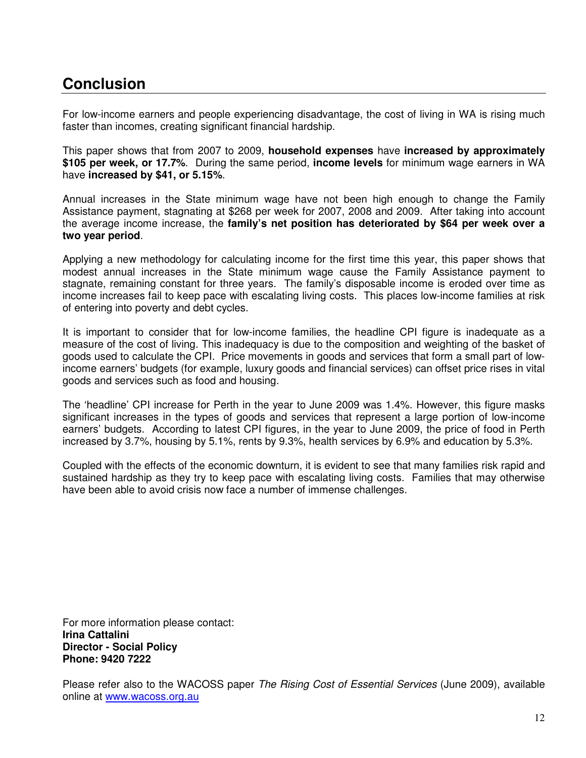## Conclusion

For low-income earners and people experiencing disadvantage, the cost of living in WA is rising much faster than incomes, creating significant financial hardship.

This paper shows that from 2007 to 2009, **household expenses** have **increased by approximately $105 per week, or 17.7%**. During the same period, **income levels** for minimum wage earners in WA have **increased by $41, or 5.15%**.

Annual increases in the State minimum wage have not been high enough to change the Family Assistance payment, stagnating at $268 per week for 2007, 2008 and 2009. After taking into account the average income increase, the **family's net position has deteriorated by $64 per week over a two year period**.

Applying a new methodology for calculating income for the first time this year, this paper shows that modest annual increases in the State minimum wage cause the Family Assistance payment to stagnate, remaining constant for three years. The family's disposable income is eroded over time as income increases fail to keep pace with escalating living costs. This places low-income families at risk of entering into poverty and debt cycles.

It is important to consider that for low-income families, the headline CPI figure is inadequate as a measure of the cost of living. This inadequacy is due to the composition and weighting of the basket of goods used to calculate the CPI. Price movements in goods and services that form a small part of low-income earners' budgets (for example, luxury goods and financial services) can offset price rises in vital goods and services such as food and housing.

The 'headline' CPI increase for Perth in the year to June 2009 was 1.4%. However, this figure masks significant increases in the types of goods and services that represent a large portion of low-income earners' budgets. According to latest CPI figures, in the year to June 2009, the price of food in Perth increased by 3.7%, housing by 5.1%, rents by 9.3%, health services by 6.9% and education by 5.3%.

Coupled with the effects of the economic downturn, it is evident to see that many families risk rapid and sustained hardship as they try to keep pace with escalating living costs. Families that may otherwise have been able to avoid crisis now face a number of immense challenges.

For more information please contact:
**Irina Cattalini**
**Director - Social Policy**
**Phone: 9420 7222**

Please refer also to the WACOSS paper *The Rising Cost of Essential Services* (June 2009), available online at [www.wacoss.org.au](www.wacoss.org.au)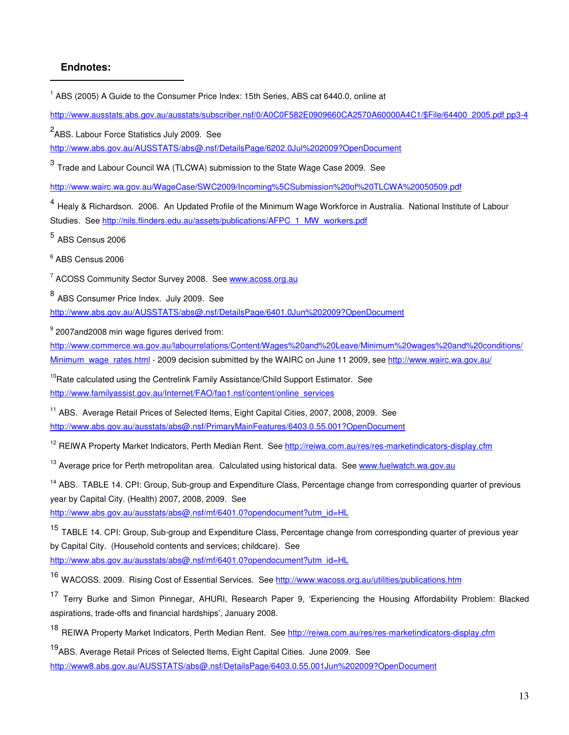## Endnotes:

[1] ABS (2005) A Guide to the Consumer Price Index: 15th Series, ABS cat 6440.0, online at http://www.ausstats.abs.gov.au/ausstats/subscriber.nsf/0/A0C0F582E0909660CA2570A60000A4C1/$File/64400_2005.pdf pp3-4

[2] ABS. Labour Force Statistics July 2009. See http://www.abs.gov.au/AUSSTATS/abs@.nsf/DetailsPage/6202.0Jul%202009?OpenDocument

[3] Trade and Labour Council WA (TLCWA) submission to the State Wage Case 2009. See http://www.wairc.wa.gov.au/WageCase/SWC2009/Incoming%5CSubmission%20of%20TLCWA%20050509.pdf

[4] Healy & Richardson. 2006. An Updated Profile of the Minimum Wage Workforce in Australia. National Institute of Labour Studies. See http://nils.flinders.edu.au/assets/publications/AFPC_1_MW_workers.pdf

[5] ABS Census 2006

[6] ABS Census 2006

[7] ACOSS Community Sector Survey 2008. See www.acoss.org.au

[8] ABS Consumer Price Index. July 2009. See http://www.abs.gov.au/AUSSTATS/abs@.nsf/DetailsPage/6401.0Jun%202009?OpenDocument

[9] 2007and2008 min wage figures derived from: http://www.commerce.wa.gov.au/labourrelations/Content/Wages%20and%20Leave/Minimum%20wages%20and%20conditions/Minimum_wage_rates.html - 2009 decision submitted by the WAIRC on June 11 2009, see http://www.wairc.wa.gov.au/

[10] Rate calculated using the Centrelink Family Assistance/Child Support Estimator. See http://www.familyassist.gov.au/Internet/FAO/fao1.nsf/content/online_services

[11] ABS. Average Retail Prices of Selected Items, Eight Capital Cities, 2007, 2008, 2009. See http://www.abs.gov.au/ausstats/abs@.nsf/PrimaryMainFeatures/6403.0.55.001?OpenDocument

[12] REIWA Property Market Indicators, Perth Median Rent. See http://reiwa.com.au/res/res-marketindicators-display.cfm

[13] Average price for Perth metropolitan area. Calculated using historical data. See www.fuelwatch.wa.gov.au

[14] ABS. TABLE 14. CPI: Group, Sub-group and Expenditure Class, Percentage change from corresponding quarter of previous year by Capital City. (Health) 2007, 2008, 2009. See http://www.abs.gov.au/ausstats/abs@.nsf/mf/6401.0?opendocument?utm_id=HL

[15] TABLE 14. CPI: Group, Sub-group and Expenditure Class, Percentage change from corresponding quarter of previous year by Capital City. (Household contents and services; childcare). See http://www.abs.gov.au/ausstats/abs@.nsf/mf/6401.0?opendocument?utm_id=HL

[16] WACOSS. 2009. Rising Cost of Essential Services. See http://www.wacoss.org.au/utilities/publications.htm

[17] Terry Burke and Simon Pinnegar, AHURI, Research Paper 9, 'Experiencing the Housing Affordability Problem: Blacked aspirations, trade-offs and financial hardships', January 2008.

[18] REIWA Property Market Indicators, Perth Median Rent. See http://reiwa.com.au/res/res-marketindicators-display.cfm

[19] ABS. Average Retail Prices of Selected Items, Eight Capital Cities. June 2009. See http://www8.abs.gov.au/AUSSTATS/abs@.nsf/DetailsPage/6403.0.55.001Jun%202009?OpenDocument